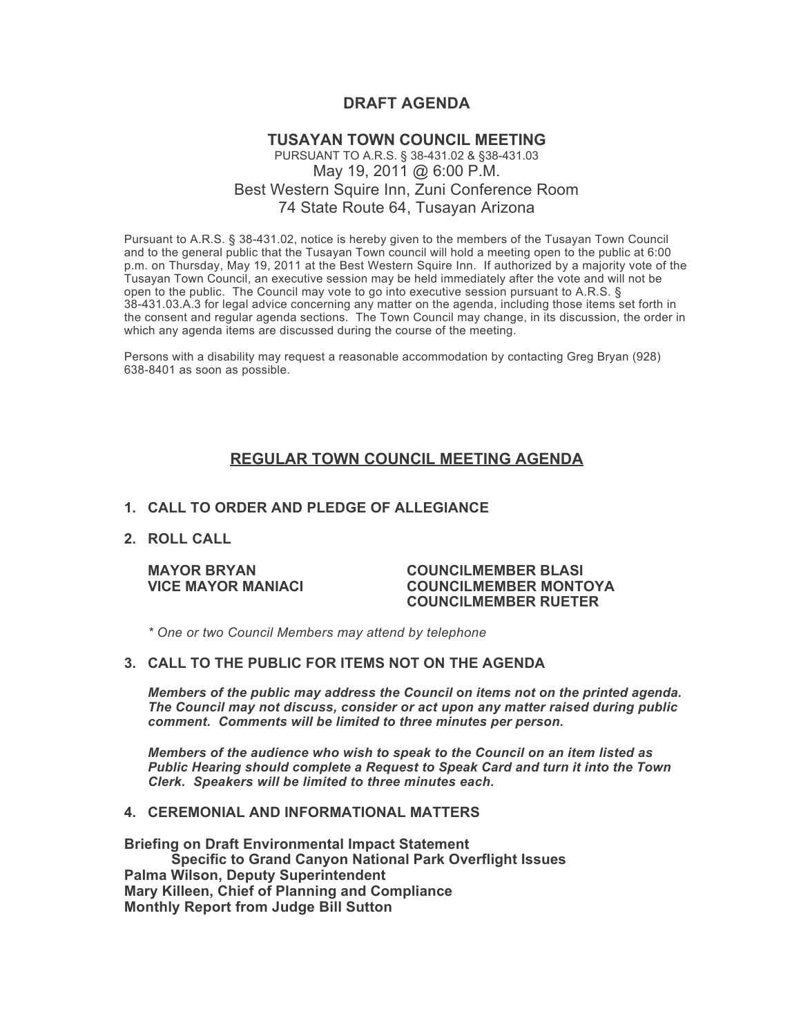# DRAFT AGENDA

## TUSAYAN TOWN COUNCIL MEETING

PURSUANT TO A.R.S. § 38-431.02 & §38-431.03
May 19, 2011 @ 6:00 P.M.
Best Western Squire Inn, Zuni Conference Room
74 State Route 64, Tusayan Arizona

Pursuant to A.R.S. § 38-431.02, notice is hereby given to the members of the Tusayan Town Council and to the general public that the Tusayan Town council will hold a meeting open to the public at 6:00 p.m. on Thursday, May 19, 2011 at the Best Western Squire Inn. If authorized by a majority vote of the Tusayan Town Council, an executive session may be held immediately after the vote and will not be open to the public. The Council may vote to go into executive session pursuant to A.R.S. § 38-431.03.A.3 for legal advice concerning any matter on the agenda, including those items set forth in the consent and regular agenda sections. The Town Council may change, in its discussion, the order in which any agenda items are discussed during the course of the meeting.

Persons with a disability may request a reasonable accommodation by contacting Greg Bryan (928) 638-8401 as soon as possible.

## REGULAR TOWN COUNCIL MEETING AGENDA

1. **CALL TO ORDER AND PLEDGE OF ALLEGIANCE**

2. **ROLL CALL**

   **MAYOR BRYAN**
   **VICE MAYOR MANIACI**
   **COUNCILMEMBER BLASI**
   **COUNCILMEMBER MONTOYA**
   **COUNCILMEMBER RUETER**

   *\* One or two Council Members may attend by telephone*

3. **CALL TO THE PUBLIC FOR ITEMS NOT ON THE AGENDA**

   ***Members of the public may address the Council on items not on the printed agenda. The Council may not discuss, consider or act upon any matter raised during public comment. Comments will be limited to three minutes per person.***

   ***Members of the audience who wish to speak to the Council on an item listed as Public Hearing should complete a Request to Speak Card and turn it into the Town Clerk. Speakers will be limited to three minutes each.***

4. **CEREMONIAL AND INFORMATIONAL MATTERS**

**Briefing on Draft Environmental Impact Statement**
**Specific to Grand Canyon National Park Overflight Issues**
**Palma Wilson, Deputy Superintendent**
**Mary Killeen, Chief of Planning and Compliance**
**Monthly Report from Judge Bill Sutton**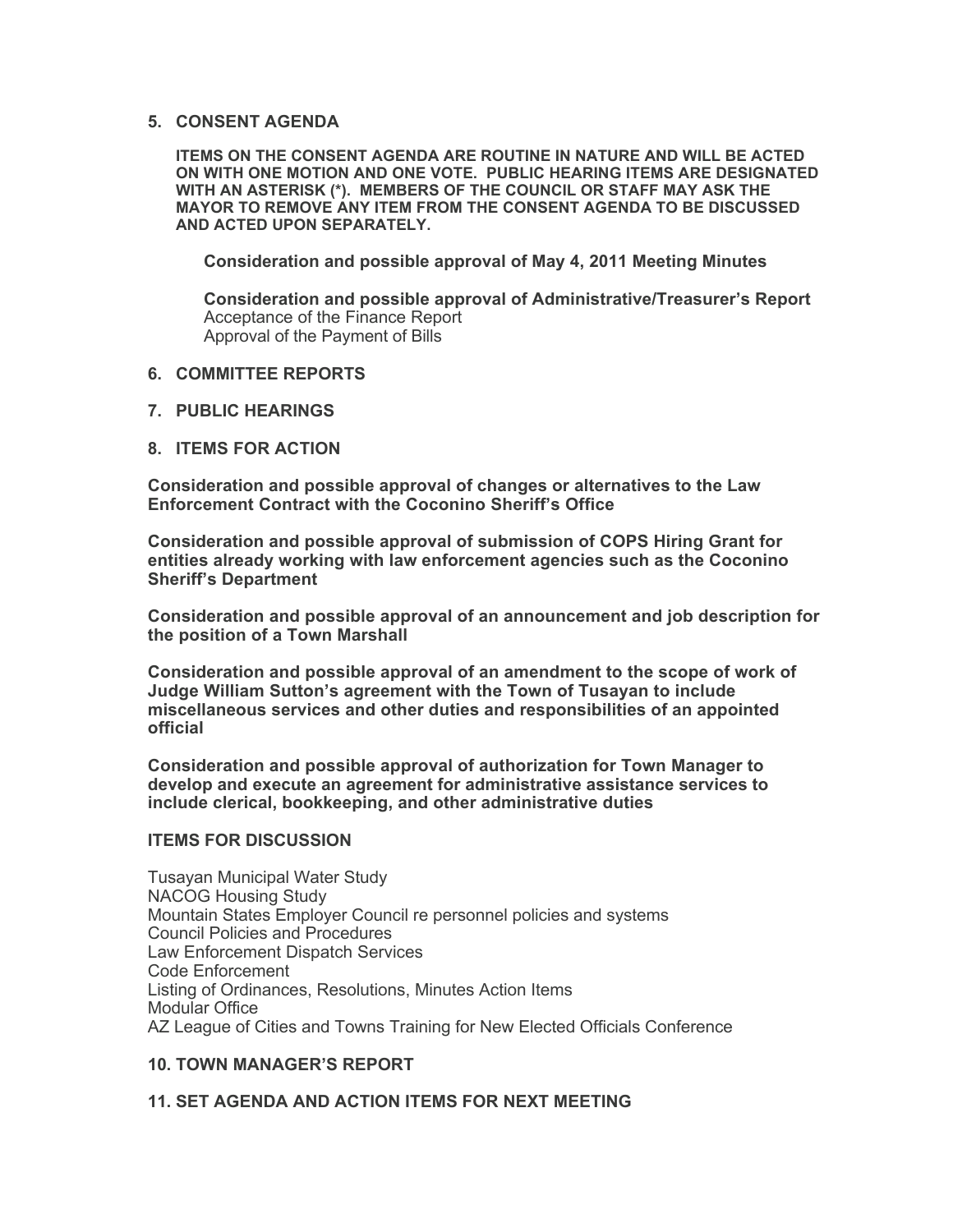## 5. CONSENT AGENDA

**ITEMS ON THE CONSENT AGENDA ARE ROUTINE IN NATURE AND WILL BE ACTED ON WITH ONE MOTION AND ONE VOTE. PUBLIC HEARING ITEMS ARE DESIGNATED WITH AN ASTERISK (*). MEMBERS OF THE COUNCIL OR STAFF MAY ASK THE MAYOR TO REMOVE ANY ITEM FROM THE CONSENT AGENDA TO BE DISCUSSED AND ACTED UPON SEPARATELY.**

**Consideration and possible approval of May 4, 2011 Meeting Minutes**

**Consideration and possible approval of Administrative/Treasurer's Report**
Acceptance of the Finance Report
Approval of the Payment of Bills

## 6. COMMITTEE REPORTS

## 7. PUBLIC HEARINGS

## 8. ITEMS FOR ACTION

**Consideration and possible approval of changes or alternatives to the Law Enforcement Contract with the Coconino Sheriff's Office**

**Consideration and possible approval of submission of COPS Hiring Grant for entities already working with law enforcement agencies such as the Coconino Sheriff's Department**

**Consideration and possible approval of an announcement and job description for the position of a Town Marshall**

**Consideration and possible approval of an amendment to the scope of work of Judge William Sutton's agreement with the Town of Tusayan to include miscellaneous services and other duties and responsibilities of an appointed official**

**Consideration and possible approval of authorization for Town Manager to develop and execute an agreement for administrative assistance services to include clerical, bookkeeping, and other administrative duties**

## ITEMS FOR DISCUSSION

Tusayan Municipal Water Study
NACOG Housing Study
Mountain States Employer Council re personnel policies and systems
Council Policies and Procedures
Law Enforcement Dispatch Services
Code Enforcement
Listing of Ordinances, Resolutions, Minutes Action Items
Modular Office
AZ League of Cities and Towns Training for New Elected Officials Conference

## 10. TOWN MANAGER'S REPORT

## 11. SET AGENDA AND ACTION ITEMS FOR NEXT MEETING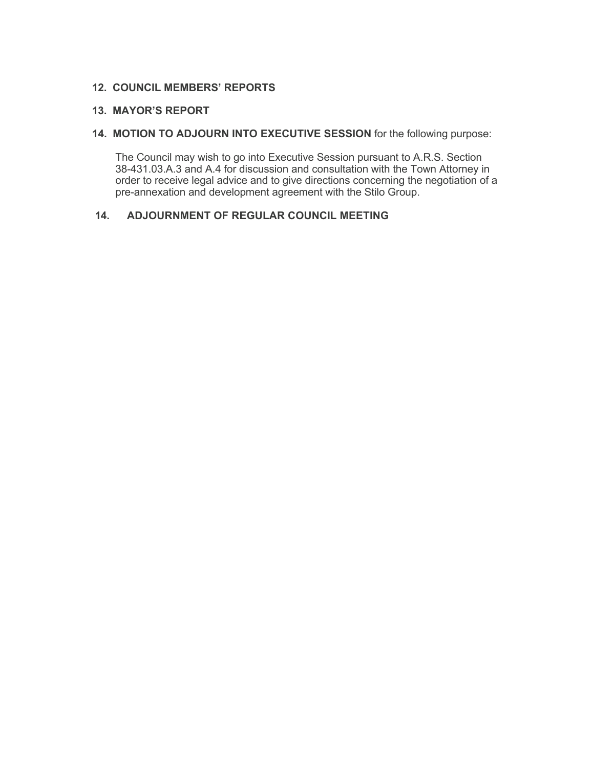**12. COUNCIL MEMBERS' REPORTS**

**13. MAYOR'S REPORT**

**14. MOTION TO ADJOURN INTO EXECUTIVE SESSION** for the following purpose:

The Council may wish to go into Executive Session pursuant to A.R.S. Section 38-431.03.A.3 and A.4 for discussion and consultation with the Town Attorney in order to receive legal advice and to give directions concerning the negotiation of a pre-annexation and development agreement with the Stilo Group.

**14. ADJOURNMENT OF REGULAR COUNCIL MEETING**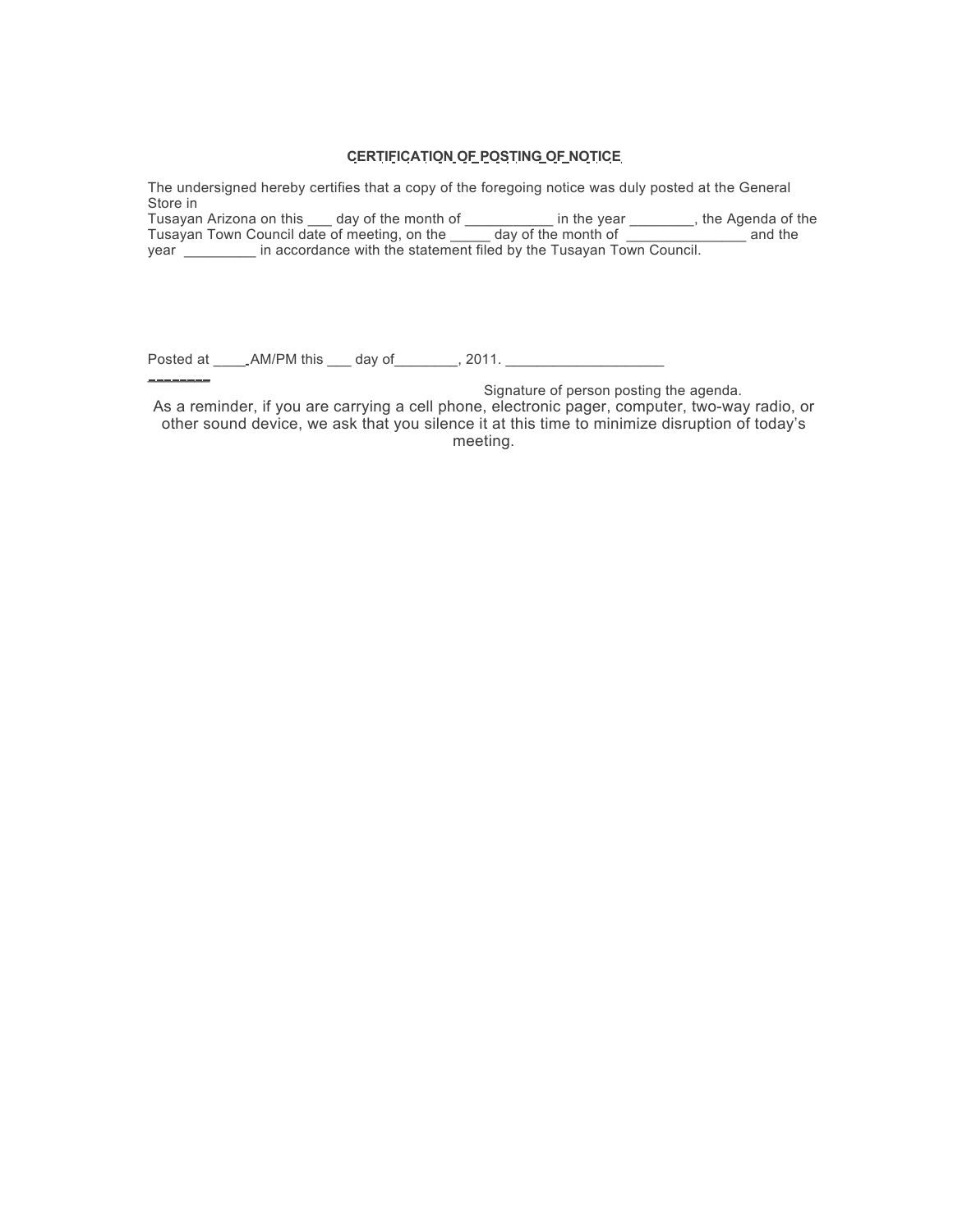**CERTIFICATION OF POSTING OF NOTICE**

The undersigned hereby certifies that a copy of the foregoing notice was duly posted at the General Store in
Tusayan Arizona on this ___ day of the month of ___________ in the year ________, the Agenda of the Tusayan Town Council date of meeting, on the _____ day of the month of _______________ and the year _________ in accordance with the statement filed by the Tusayan Town Council.

Posted at ____ AM/PM this ___ day of________, 2011. ____________________
________

Signature of person posting the agenda.

As a reminder, if you are carrying a cell phone, electronic pager, computer, two-way radio, or other sound device, we ask that you silence it at this time to minimize disruption of today's meeting.